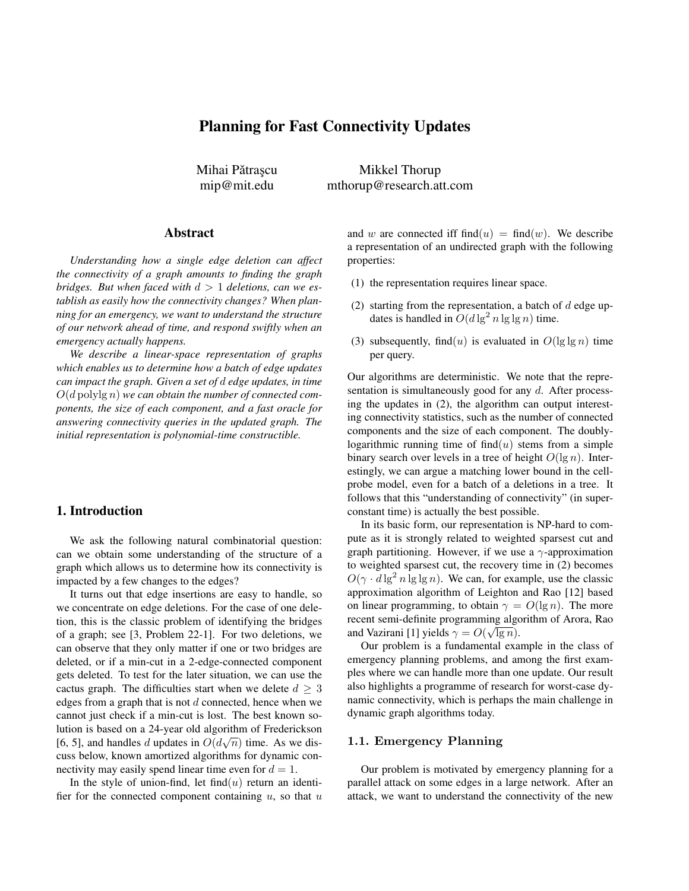# Planning for Fast Connectivity Updates

Mihai Pătraşcu
mip@mit.edu

Mikkel Thorup
mthorup@research.att.com

## Abstract

*Understanding how a single edge deletion can affect the connectivity of a graph amounts to finding the graph bridges. But when faced with $d > 1$ deletions, can we establish as easily how the connectivity changes? When planning for an emergency, we want to understand the structure of our network ahead of time, and respond swiftly when an emergency actually happens.*

*We describe a linear-space representation of graphs which enables us to determine how a batch of edge updates can impact the graph. Given a set of $d$ edge updates, in time $O(d \operatorname{polylg} n)$ we can obtain the number of connected components, the size of each component, and a fast oracle for answering connectivity queries in the updated graph. The initial representation is polynomial-time constructible.*

## 1. Introduction

We ask the following natural combinatorial question: can we obtain some understanding of the structure of a graph which allows us to determine how its connectivity is impacted by a few changes to the edges?

It turns out that edge insertions are easy to handle, so we concentrate on edge deletions. For the case of one deletion, this is the classic problem of identifying the bridges of a graph; see [3, Problem 22-1]. For two deletions, we can observe that they only matter if one or two bridges are deleted, or if a min-cut in a 2-edge-connected component gets deleted. To test for the later situation, we can use the cactus graph. The difficulties start when we delete $d \geq 3$ edges from a graph that is not $d$ connected, hence when we cannot just check if a min-cut is lost. The best known solution is based on a 24-year old algorithm of Frederickson [6, 5], and handles $d$ updates in $O(d\sqrt{n})$ time. As we discuss below, known amortized algorithms for dynamic connectivity may easily spend linear time even for $d = 1$.

In the style of union-find, let find$(u)$ return an identifier for the connected component containing $u$, so that $u$ and $w$ are connected iff find$(u)$ = find$(w)$. We describe a representation of an undirected graph with the following properties:

(1) the representation requires linear space.

(2) starting from the representation, a batch of $d$ edge updates is handled in $O(d \lg^2 n \lg\lg n)$ time.

(3) subsequently, find$(u)$ is evaluated in $O(\lg\lg n)$ time per query.

Our algorithms are deterministic. We note that the representation is simultaneously good for any $d$. After processing the updates in (2), the algorithm can output interesting connectivity statistics, such as the number of connected components and the size of each component. The doubly-logarithmic running time of find$(u)$ stems from a simple binary search over levels in a tree of height $O(\lg n)$. Interestingly, we can argue a matching lower bound in the cell-probe model, even for a batch of a deletions in a tree. It follows that this "understanding of connectivity" (in superconstant time) is actually the best possible.

In its basic form, our representation is NP-hard to compute as it is strongly related to weighted sparsest cut and graph partitioning. However, if we use a $\gamma$-approximation to weighted sparsest cut, the recovery time in (2) becomes $O(\gamma \cdot d \lg^2 n \lg\lg n)$. We can, for example, use the classic approximation algorithm of Leighton and Rao [12] based on linear programming, to obtain $\gamma = O(\lg n)$. The more recent semi-definite programming algorithm of Arora, Rao and Vazirani [1] yields $\gamma = O(\sqrt{\lg n})$.

Our problem is a fundamental example in the class of emergency planning problems, and among the first examples where we can handle more than one update. Our result also highlights a programme of research for worst-case dynamic connectivity, which is perhaps the main challenge in dynamic graph algorithms today.

### 1.1. Emergency Planning

Our problem is motivated by emergency planning for a parallel attack on some edges in a large network. After an attack, we want to understand the connectivity of the new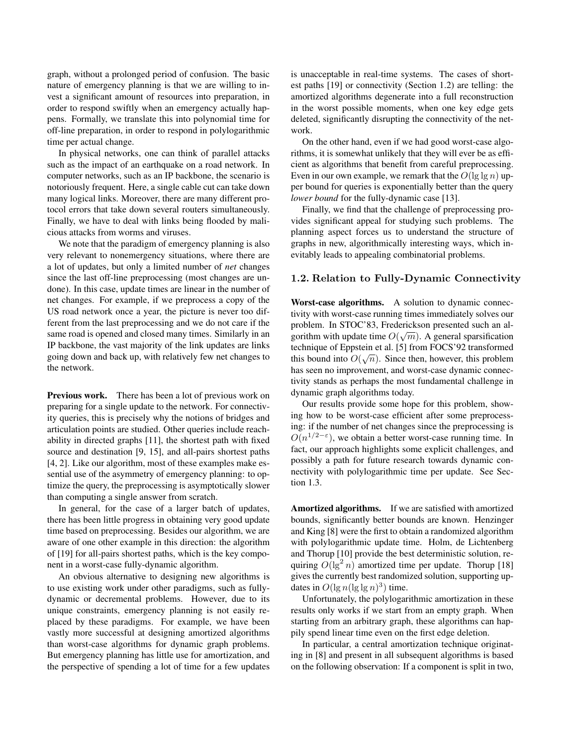graph, without a prolonged period of confusion. The basic nature of emergency planning is that we are willing to invest a significant amount of resources into preparation, in order to respond swiftly when an emergency actually happens. Formally, we translate this into polynomial time for off-line preparation, in order to respond in polylogarithmic time per actual change.

In physical networks, one can think of parallel attacks such as the impact of an earthquake on a road network. In computer networks, such as an IP backbone, the scenario is notoriously frequent. Here, a single cable cut can take down many logical links. Moreover, there are many different protocol errors that take down several routers simultaneously. Finally, we have to deal with links being flooded by malicious attacks from worms and viruses.

We note that the paradigm of emergency planning is also very relevant to nonemergency situations, where there are a lot of updates, but only a limited number of *net* changes since the last off-line preprocessing (most changes are undone). In this case, update times are linear in the number of net changes. For example, if we preprocess a copy of the US road network once a year, the picture is never too different from the last preprocessing and we do not care if the same road is opened and closed many times. Similarly in an IP backbone, the vast majority of the link updates are links going down and back up, with relatively few net changes to the network.

**Previous work.** There has been a lot of previous work on preparing for a single update to the network. For connectivity queries, this is precisely why the notions of bridges and articulation points are studied. Other queries include reachability in directed graphs [11], the shortest path with fixed source and destination [9, 15], and all-pairs shortest paths [4, 2]. Like our algorithm, most of these examples make essential use of the asymmetry of emergency planning: to optimize the query, the preprocessing is asymptotically slower than computing a single answer from scratch.

In general, for the case of a larger batch of updates, there has been little progress in obtaining very good update time based on preprocessing. Besides our algorithm, we are aware of one other example in this direction: the algorithm of [19] for all-pairs shortest paths, which is the key component in a worst-case fully-dynamic algorithm.

An obvious alternative to designing new algorithms is to use existing work under other paradigms, such as fully-dynamic or decremental problems. However, due to its unique constraints, emergency planning is not easily replaced by these paradigms. For example, we have been vastly more successful at designing amortized algorithms than worst-case algorithms for dynamic graph problems. But emergency planning has little use for amortization, and the perspective of spending a lot of time for a few updates is unacceptable in real-time systems. The cases of shortest paths [19] or connectivity (Section 1.2) are telling: the amortized algorithms degenerate into a full reconstruction in the worst possible moments, when one key edge gets deleted, significantly disrupting the connectivity of the network.

On the other hand, even if we had good worst-case algorithms, it is somewhat unlikely that they will ever be as efficient as algorithms that benefit from careful preprocessing. Even in our own example, we remark that the $O(\lg \lg n)$ upper bound for queries is exponentially better than the query *lower bound* for the fully-dynamic case [13].

Finally, we find that the challenge of preprocessing provides significant appeal for studying such problems. The planning aspect forces us to understand the structure of graphs in new, algorithmically interesting ways, which inevitably leads to appealing combinatorial problems.

## 1.2. Relation to Fully-Dynamic Connectivity

**Worst-case algorithms.** A solution to dynamic connectivity with worst-case running times immediately solves our problem. In STOC'83, Frederickson presented such an algorithm with update time $O(\sqrt{m})$. A general sparsification technique of Eppstein et al. [5] from FOCS'92 transformed this bound into $O(\sqrt{n})$. Since then, however, this problem has seen no improvement, and worst-case dynamic connectivity stands as perhaps the most fundamental challenge in dynamic graph algorithms today.

Our results provide some hope for this problem, showing how to be worst-case efficient after some preprocessing: if the number of net changes since the preprocessing is $O(n^{1/2-\varepsilon})$, we obtain a better worst-case running time. In fact, our approach highlights some explicit challenges, and possibly a path for future research towards dynamic connectivity with polylogarithmic time per update. See Section 1.3.

**Amortized algorithms.** If we are satisfied with amortized bounds, significantly better bounds are known. Henzinger and King [8] were the first to obtain a randomized algorithm with polylogarithmic update time. Holm, de Lichtenberg and Thorup [10] provide the best deterministic solution, requiring $O(\lg^2 n)$ amortized time per update. Thorup [18] gives the currently best randomized solution, supporting updates in $O(\lg n (\lg \lg n)^3)$ time.

Unfortunately, the polylogarithmic amortization in these results only works if we start from an empty graph. When starting from an arbitrary graph, these algorithms can happily spend linear time even on the first edge deletion.

In particular, a central amortization technique originating in [8] and present in all subsequent algorithms is based on the following observation: If a component is split in two,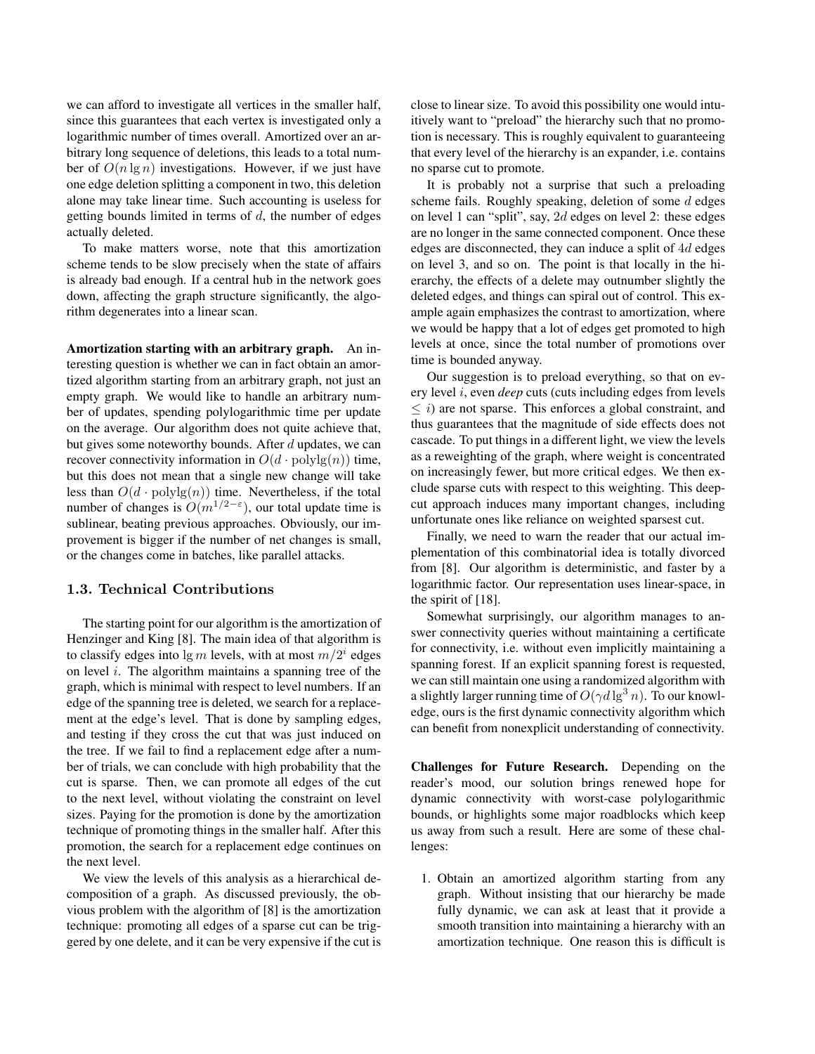we can afford to investigate all vertices in the smaller half, since this guarantees that each vertex is investigated only a logarithmic number of times overall. Amortized over an arbitrary long sequence of deletions, this leads to a total number of $O(n \lg n)$ investigations. However, if we just have one edge deletion splitting a component in two, this deletion alone may take linear time. Such accounting is useless for getting bounds limited in terms of $d$, the number of edges actually deleted.

To make matters worse, note that this amortization scheme tends to be slow precisely when the state of affairs is already bad enough. If a central hub in the network goes down, affecting the graph structure significantly, the algorithm degenerates into a linear scan.

**Amortization starting with an arbitrary graph.** An interesting question is whether we can in fact obtain an amortized algorithm starting from an arbitrary graph, not just an empty graph. We would like to handle an arbitrary number of updates, spending polylogarithmic time per update on the average. Our algorithm does not quite achieve that, but gives some noteworthy bounds. After $d$ updates, we can recover connectivity information in $O(d \cdot \text{polylg}(n))$ time, but this does not mean that a single new change will take less than $O(d \cdot \text{polylg}(n))$ time. Nevertheless, if the total number of changes is $O(m^{1/2-\varepsilon})$, our total update time is sublinear, beating previous approaches. Obviously, our improvement is bigger if the number of net changes is small, or the changes come in batches, like parallel attacks.

## 1.3. Technical Contributions

The starting point for our algorithm is the amortization of Henzinger and King [8]. The main idea of that algorithm is to classify edges into $\lg m$ levels, with at most $m/2^i$ edges on level $i$. The algorithm maintains a spanning tree of the graph, which is minimal with respect to level numbers. If an edge of the spanning tree is deleted, we search for a replacement at the edge's level. That is done by sampling edges, and testing if they cross the cut that was just induced on the tree. If we fail to find a replacement edge after a number of trials, we can conclude with high probability that the cut is sparse. Then, we can promote all edges of the cut to the next level, without violating the constraint on level sizes. Paying for the promotion is done by the amortization technique of promoting things in the smaller half. After this promotion, the search for a replacement edge continues on the next level.

We view the levels of this analysis as a hierarchical decomposition of a graph. As discussed previously, the obvious problem with the algorithm of [8] is the amortization technique: promoting all edges of a sparse cut can be triggered by one delete, and it can be very expensive if the cut is close to linear size. To avoid this possibility one would intuitively want to "preload" the hierarchy such that no promotion is necessary. This is roughly equivalent to guaranteeing that every level of the hierarchy is an expander, i.e. contains no sparse cut to promote.

It is probably not a surprise that such a preloading scheme fails. Roughly speaking, deletion of some $d$ edges on level 1 can "split", say, $2d$ edges on level 2: these edges are no longer in the same connected component. Once these edges are disconnected, they can induce a split of $4d$ edges on level 3, and so on. The point is that locally in the hierarchy, the effects of a delete may outnumber slightly the deleted edges, and things can spiral out of control. This example again emphasizes the contrast to amortization, where we would be happy that a lot of edges get promoted to high levels at once, since the total number of promotions over time is bounded anyway.

Our suggestion is to preload everything, so that on every level $i$, even *deep* cuts (cuts including edges from levels $\leq i$) are not sparse. This enforces a global constraint, and thus guarantees that the magnitude of side effects does not cascade. To put things in a different light, we view the levels as a reweighting of the graph, where weight is concentrated on increasingly fewer, but more critical edges. We then exclude sparse cuts with respect to this weighting. This deep-cut approach induces many important changes, including unfortunate ones like reliance on weighted sparsest cut.

Finally, we need to warn the reader that our actual implementation of this combinatorial idea is totally divorced from [8]. Our algorithm is deterministic, and faster by a logarithmic factor. Our representation uses linear-space, in the spirit of [18].

Somewhat surprisingly, our algorithm manages to answer connectivity queries without maintaining a certificate for connectivity, i.e. without even implicitly maintaining a spanning forest. If an explicit spanning forest is requested, we can still maintain one using a randomized algorithm with a slightly larger running time of $O(\gamma d \lg^3 n)$. To our knowledge, ours is the first dynamic connectivity algorithm which can benefit from nonexplicit understanding of connectivity.

**Challenges for Future Research.** Depending on the reader's mood, our solution brings renewed hope for dynamic connectivity with worst-case polylogarithmic bounds, or highlights some major roadblocks which keep us away from such a result. Here are some of these challenges:

1. Obtain an amortized algorithm starting from any graph. Without insisting that our hierarchy be made fully dynamic, we can ask at least that it provide a smooth transition into maintaining a hierarchy with an amortization technique. One reason this is difficult is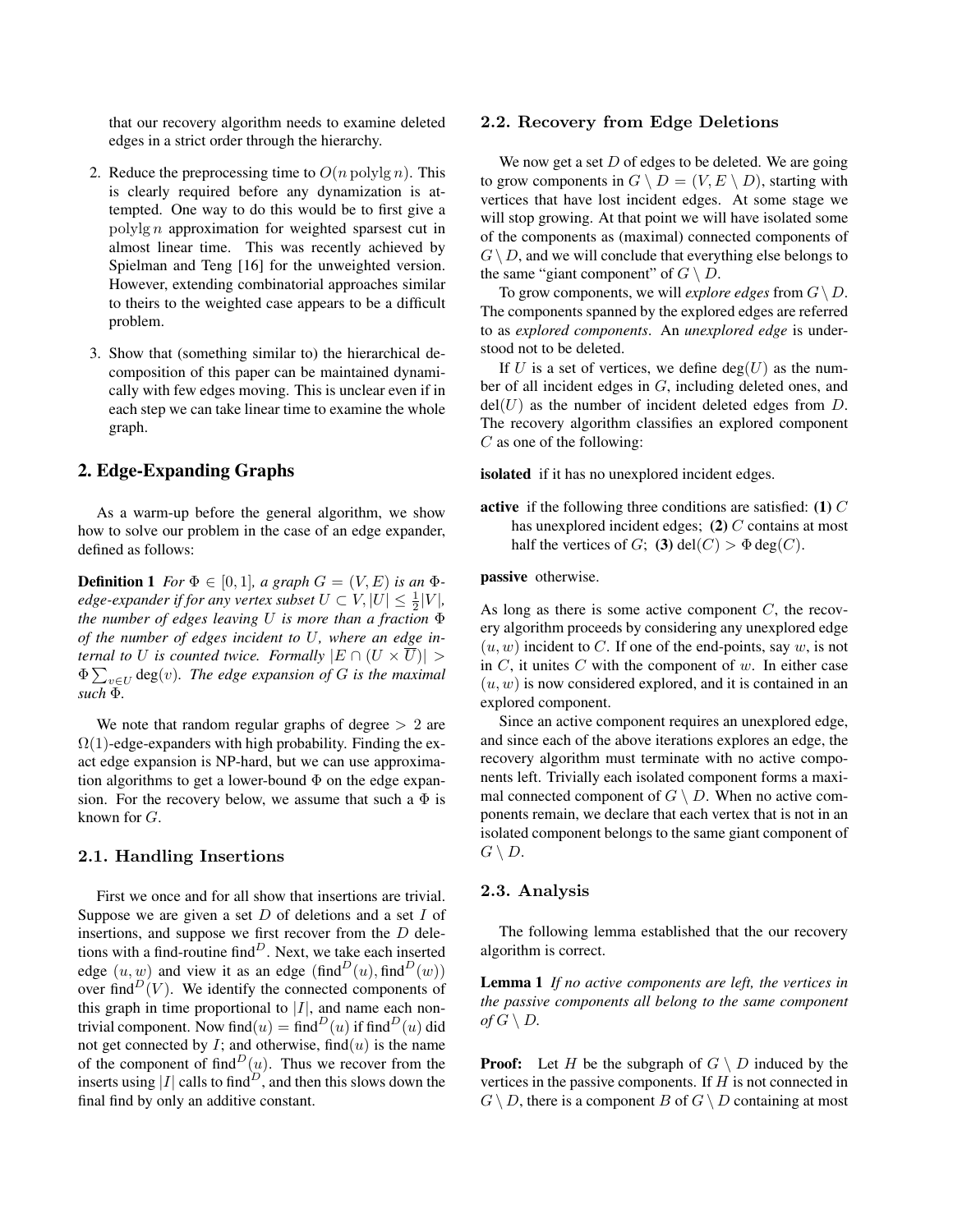that our recovery algorithm needs to examine deleted edges in a strict order through the hierarchy.

2. Reduce the preprocessing time to $O(n \operatorname{polylg} n)$. This is clearly required before any dynamization is attempted. One way to do this would be to first give a $\operatorname{polylg} n$ approximation for weighted sparsest cut in almost linear time. This was recently achieved by Spielman and Teng [16] for the unweighted version. However, extending combinatorial approaches similar to theirs to the weighted case appears to be a difficult problem.

3. Show that (something similar to) the hierarchical decomposition of this paper can be maintained dynamically with few edges moving. This is unclear even if in each step we can take linear time to examine the whole graph.

## 2. Edge-Expanding Graphs

As a warm-up before the general algorithm, we show how to solve our problem in the case of an edge expander, defined as follows:

**Definition 1** *For $\Phi \in [0, 1]$, a graph $G = (V, E)$ is an $\Phi$-edge-expander if for any vertex subset $U \subset V, |U| \leq \frac{1}{2}|V|$, the number of edges leaving $U$ is more than a fraction $\Phi$ of the number of edges incident to $U$, where an edge internal to $U$ is counted twice. Formally $|E \cap (U \times \overline{U})| > \Phi \sum_{v \in U} \deg(v)$. The edge expansion of $G$ is the maximal such $\Phi$.*

We note that random regular graphs of degree $> 2$ are $\Omega(1)$-edge-expanders with high probability. Finding the exact edge expansion is NP-hard, but we can use approximation algorithms to get a lower-bound $\Phi$ on the edge expansion. For the recovery below, we assume that such a $\Phi$ is known for $G$.

### 2.1. Handling Insertions

First we once and for all show that insertions are trivial. Suppose we are given a set $D$ of deletions and a set $I$ of insertions, and suppose we first recover from the $D$ deletions with a find-routine $\text{find}^D$. Next, we take each inserted edge $(u, w)$ and view it as an edge $(\text{find}^D(u), \text{find}^D(w))$ over $\text{find}^D(V)$. We identify the connected components of this graph in time proportional to $|I|$, and name each non-trivial component. Now $\text{find}(u) = \text{find}^D(u)$ if $\text{find}^D(u)$ did not get connected by $I$; and otherwise, $\text{find}(u)$ is the name of the component of $\text{find}^D(u)$. Thus we recover from the inserts using $|I|$ calls to $\text{find}^D$, and then this slows down the final find by only an additive constant.

### 2.2. Recovery from Edge Deletions

We now get a set $D$ of edges to be deleted. We are going to grow components in $G \setminus D = (V, E \setminus D)$, starting with vertices that have lost incident edges. At some stage we will stop growing. At that point we will have isolated some of the components as (maximal) connected components of $G \setminus D$, and we will conclude that everything else belongs to the same "giant component" of $G \setminus D$.

To grow components, we will *explore edges* from $G \setminus D$. The components spanned by the explored edges are referred to as *explored components*. An *unexplored edge* is understood not to be deleted.

If $U$ is a set of vertices, we define $\deg(U)$ as the number of all incident edges in $G$, including deleted ones, and $\text{del}(U)$ as the number of incident deleted edges from $D$. The recovery algorithm classifies an explored component $C$ as one of the following:

**isolated** if it has no unexplored incident edges.

**active** if the following three conditions are satisfied: **(1)** $C$ has unexplored incident edges; **(2)** $C$ contains at most half the vertices of $G$; **(3)** $\text{del}(C) > \Phi \deg(C)$.

**passive** otherwise.

As long as there is some active component $C$, the recovery algorithm proceeds by considering any unexplored edge $(u, w)$ incident to $C$. If one of the end-points, say $w$, is not in $C$, it unites $C$ with the component of $w$. In either case $(u, w)$ is now considered explored, and it is contained in an explored component.

Since an active component requires an unexplored edge, and since each of the above iterations explores an edge, the recovery algorithm must terminate with no active components left. Trivially each isolated component forms a maximal connected component of $G \setminus D$. When no active components remain, we declare that each vertex that is not in an isolated component belongs to the same giant component of $G \setminus D$.

### 2.3. Analysis

The following lemma established that the our recovery algorithm is correct.

**Lemma 1** *If no active components are left, the vertices in the passive components all belong to the same component of $G \setminus D$.*

**Proof:** Let $H$ be the subgraph of $G \setminus D$ induced by the vertices in the passive components. If $H$ is not connected in $G \setminus D$, there is a component $B$ of $G \setminus D$ containing at most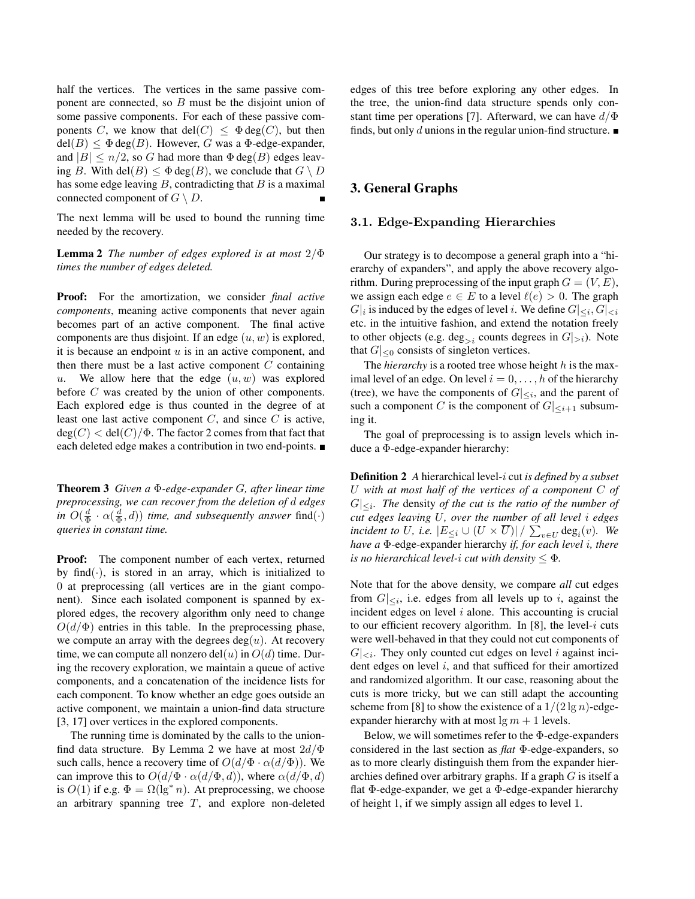half the vertices. The vertices in the same passive component are connected, so $B$ must be the disjoint union of some passive components. For each of these passive components $C$, we know that $\mathrm{del}(C) \leq \Phi \deg(C)$, but then $\mathrm{del}(B) \leq \Phi \deg(B)$. However, $G$ was a $\Phi$-edge-expander, and $|B| \leq n/2$, so $G$ had more than $\Phi \deg(B)$ edges leaving $B$. With $\mathrm{del}(B) \leq \Phi \deg(B)$, we conclude that $G \setminus D$ has some edge leaving $B$, contradicting that $B$ is a maximal connected component of $G \setminus D$. ∎

The next lemma will be used to bound the running time needed by the recovery.

**Lemma 2** *The number of edges explored is at most $2/\Phi$ times the number of edges deleted.*

**Proof:** For the amortization, we consider *final active components*, meaning active components that never again becomes part of an active component. The final active components are thus disjoint. If an edge $(u, w)$ is explored, it is because an endpoint $u$ is in an active component, and then there must be a last active component $C$ containing $u$. We allow here that the edge $(u, w)$ was explored before $C$ was created by the union of other components. Each explored edge is thus counted in the degree of at least one last active component $C$, and since $C$ is active, $\deg(C) < \mathrm{del}(C)/\Phi$. The factor 2 comes from that fact that each deleted edge makes a contribution in two end-points. ∎

**Theorem 3** *Given a $\Phi$-edge-expander $G$, after linear time preprocessing, we can recover from the deletion of $d$ edges in $O(\frac{d}{\Phi} \cdot \alpha(\frac{d}{\Phi}, d))$ time, and subsequently answer* find$(\cdot)$ *queries in constant time.*

**Proof:** The component number of each vertex, returned by find$(\cdot)$, is stored in an array, which is initialized to 0 at preprocessing (all vertices are in the giant component). Since each isolated component is spanned by explored edges, the recovery algorithm only need to change $O(d/\Phi)$ entries in this table. In the preprocessing phase, we compute an array with the degrees $\deg(u)$. At recovery time, we can compute all nonzero $\mathrm{del}(u)$ in $O(d)$ time. During the recovery exploration, we maintain a queue of active components, and a concatenation of the incidence lists for each component. To know whether an edge goes outside an active component, we maintain a union-find data structure [3, 17] over vertices in the explored components.

The running time is dominated by the calls to the union-find data structure. By Lemma 2 we have at most $2d/\Phi$ such calls, hence a recovery time of $O(d/\Phi \cdot \alpha(d/\Phi))$. We can improve this to $O(d/\Phi \cdot \alpha(d/\Phi, d))$, where $\alpha(d/\Phi, d)$ is $O(1)$ if e.g. $\Phi = \Omega(\lg^* n)$. At preprocessing, we choose an arbitrary spanning tree $T$, and explore non-deleted edges of this tree before exploring any other edges. In the tree, the union-find data structure spends only constant time per operations [7]. Afterward, we can have $d/\Phi$ finds, but only $d$ unions in the regular union-find structure. ∎

## 3. General Graphs

### 3.1. Edge-Expanding Hierarchies

Our strategy is to decompose a general graph into a "hierarchy of expanders", and apply the above recovery algorithm. During preprocessing of the input graph $G = (V, E)$, we assign each edge $e \in E$ to a level $\ell(e) > 0$. The graph $G|_i$ is induced by the edges of level $i$. We define $G|_{\leq i}, G|_{<i}$ etc. in the intuitive fashion, and extend the notation freely to other objects (e.g. $\deg_{>i}$ counts degrees in $G|_{>i}$). Note that $G|_{\leq 0}$ consists of singleton vertices.

The *hierarchy* is a rooted tree whose height $h$ is the maximal level of an edge. On level $i = 0, \ldots, h$ of the hierarchy (tree), we have the components of $G|_{\leq i}$, and the parent of such a component $C$ is the component of $G|_{\leq i+1}$ subsuming it.

The goal of preprocessing is to assign levels which induce a $\Phi$-edge-expander hierarchy:

**Definition 2** *A hierarchical level-$i$ cut is defined by a subset $U$ with at most half of the vertices of a component $C$ of $G|_{\leq i}$. The density of the cut is the ratio of the number of cut edges leaving $U$, over the number of all level $i$ edges incident to $U$, i.e. $|E_{\leq i} \cup (U \times \overline{U})| \,/\, \sum_{v \in U} \deg_i(v)$. We have a $\Phi$-edge-expander hierarchy if, for each level $i$, there is no hierarchical level-$i$ cut with density $\leq \Phi$.*

Note that for the above density, we compare *all* cut edges from $G|_{\leq i}$, i.e. edges from all levels up to $i$, against the incident edges on level $i$ alone. This accounting is crucial to our efficient recovery algorithm. In [8], the level-$i$ cuts were well-behaved in that they could not cut components of $G|_{<i}$. They only counted cut edges on level $i$ against incident edges on level $i$, and that sufficed for their amortized and randomized algorithm. It our case, reasoning about the cuts is more tricky, but we can still adapt the accounting scheme from [8] to show the existence of a $1/(2 \lg n)$-edge-expander hierarchy with at most $\lg m + 1$ levels.

Below, we will sometimes refer to the $\Phi$-edge-expanders considered in the last section as *flat* $\Phi$-edge-expanders, so as to more clearly distinguish them from the expander hierarchies defined over arbitrary graphs. If a graph $G$ is itself a flat $\Phi$-edge-expander, we get a $\Phi$-edge-expander hierarchy of height 1, if we simply assign all edges to level 1.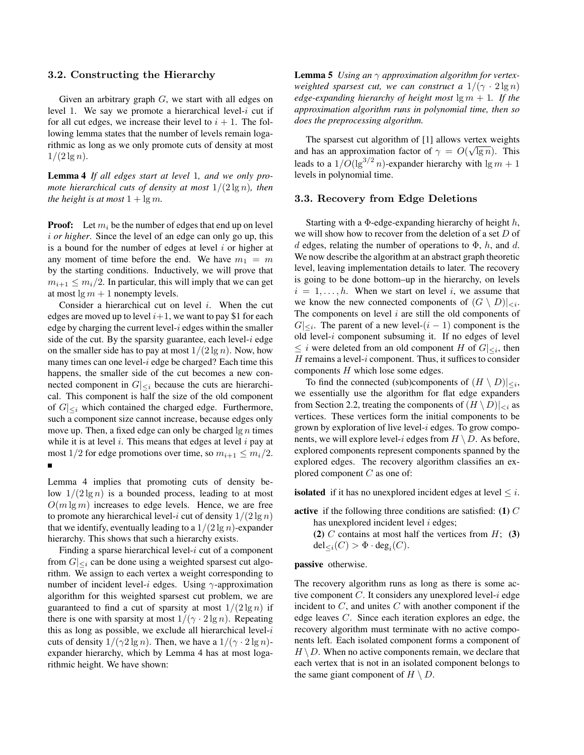### 3.2. Constructing the Hierarchy

Given an arbitrary graph $G$, we start with all edges on level 1. We say we promote a hierarchical level-$i$ cut if for all cut edges, we increase their level to $i+1$. The following lemma states that the number of levels remain logarithmic as long as we only promote cuts of density at most $1/(2\lg n)$.

**Lemma 4** *If all edges start at level* 1*, and we only promote hierarchical cuts of density at most* $1/(2\lg n)$*, then the height is at most* $1 + \lg m$*.*

**Proof:** Let $m_i$ be the number of edges that end up on level $i$ *or higher*. Since the level of an edge can only go up, this is a bound for the number of edges at level $i$ or higher at any moment of time before the end. We have $m_1 = m$ by the starting conditions. Inductively, we will prove that $m_{i+1} \le m_i/2$. In particular, this will imply that we can get at most $\lg m + 1$ nonempty levels.

Consider a hierarchical cut on level $i$. When the cut edges are moved up to level $i+1$, we want to pay \$1 for each edge by charging the current level-$i$ edges within the smaller side of the cut. By the sparsity guarantee, each level-$i$ edge on the smaller side has to pay at most $1/(2\lg n)$. Now, how many times can one level-$i$ edge be charged? Each time this happens, the smaller side of the cut becomes a new connected component in $G|_{\le i}$ because the cuts are hierarchical. This component is half the size of the old component of $G|_{\le i}$ which contained the charged edge. Furthermore, such a component size cannot increase, because edges only move up. Then, a fixed edge can only be charged $\lg n$ times while it is at level $i$. This means that edges at level $i$ pay at most $1/2$ for edge promotions over time, so $m_{i+1} \le m_i/2$. ■

Lemma 4 implies that promoting cuts of density below $1/(2\lg n)$ is a bounded process, leading to at most $O(m \lg m)$ increases to edge levels. Hence, we are free to promote any hierarchical level-$i$ cut of density $1/(2\lg n)$ that we identify, eventually leading to a $1/(2\lg n)$-expander hierarchy. This shows that such a hierarchy exists.

Finding a sparse hierarchical level-$i$ cut of a component from $G|_{\le i}$ can be done using a weighted sparsest cut algorithm. We assign to each vertex a weight corresponding to number of incident level-$i$ edges. Using $\gamma$-approximation algorithm for this weighted sparsest cut problem, we are guaranteed to find a cut of sparsity at most $1/(2\lg n)$ if there is one with sparsity at most $1/(\gamma \cdot 2\lg n)$. Repeating this as long as possible, we exclude all hierarchical level-$i$ cuts of density $1/(\gamma 2\lg n)$. Then, we have a $1/(\gamma \cdot 2\lg n)$-expander hierarchy, which by Lemma 4 has at most logarithmic height. We have shown:

**Lemma 5** *Using an* $\gamma$ *approximation algorithm for vertex-weighted sparsest cut, we can construct a* $1/(\gamma \cdot 2\lg n)$ *edge-expanding hierarchy of height most* $\lg m + 1$*. If the approximation algorithm runs in polynomial time, then so does the preprocessing algorithm.*

The sparsest cut algorithm of [1] allows vertex weights and has an approximation factor of $\gamma = O(\sqrt{\lg n})$. This leads to a $1/O(\lg^{3/2} n)$-expander hierarchy with $\lg m + 1$ levels in polynomial time.

### 3.3. Recovery from Edge Deletions

Starting with a $\Phi$-edge-expanding hierarchy of height $h$, we will show how to recover from the deletion of a set $D$ of $d$ edges, relating the number of operations to $\Phi$, $h$, and $d$. We now describe the algorithm at an abstract graph theoretic level, leaving implementation details to later. The recovery is going to be done bottom–up in the hierarchy, on levels $i = 1, \dots, h$. When we start on level $i$, we assume that we know the new connected components of $(G \setminus D)|_{<i}$. The components on level $i$ are still the old components of $G|_{\le i}$. The parent of a new level-$(i-1)$ component is the old level-$i$ component subsuming it. If no edges of level $\le i$ were deleted from an old component $H$ of $G|_{\le i}$, then $H$ remains a level-$i$ component. Thus, it suffices to consider components $H$ which lose some edges.

To find the connected (sub)components of $(H \setminus D)|_{\le i}$, we essentially use the algorithm for flat edge expanders from Section 2.2, treating the components of $(H \setminus D)|_{<i}$ as vertices. These vertices form the initial components to be grown by exploration of live level-$i$ edges. To grow components, we will explore level-$i$ edges from $H \setminus D$. As before, explored components represent components spanned by the explored edges. The recovery algorithm classifies an explored component $C$ as one of:

**isolated** if it has no unexplored incident edges at level $\le i$.

**active** if the following three conditions are satisfied: **(1)** $C$ has unexplored incident level $i$ edges; **(2)** $C$ contains at most half the vertices from $H$; **(3)** $\mathrm{del}_{\le i}(C) > \Phi \cdot \deg_i(C)$.

**passive** otherwise.

The recovery algorithm runs as long as there is some active component $C$. It considers any unexplored level-$i$ edge incident to $C$, and unites $C$ with another component if the edge leaves $C$. Since each iteration explores an edge, the recovery algorithm must terminate with no active components left. Each isolated component forms a component of $H \setminus D$. When no active components remain, we declare that each vertex that is not in an isolated component belongs to the same giant component of $H \setminus D$.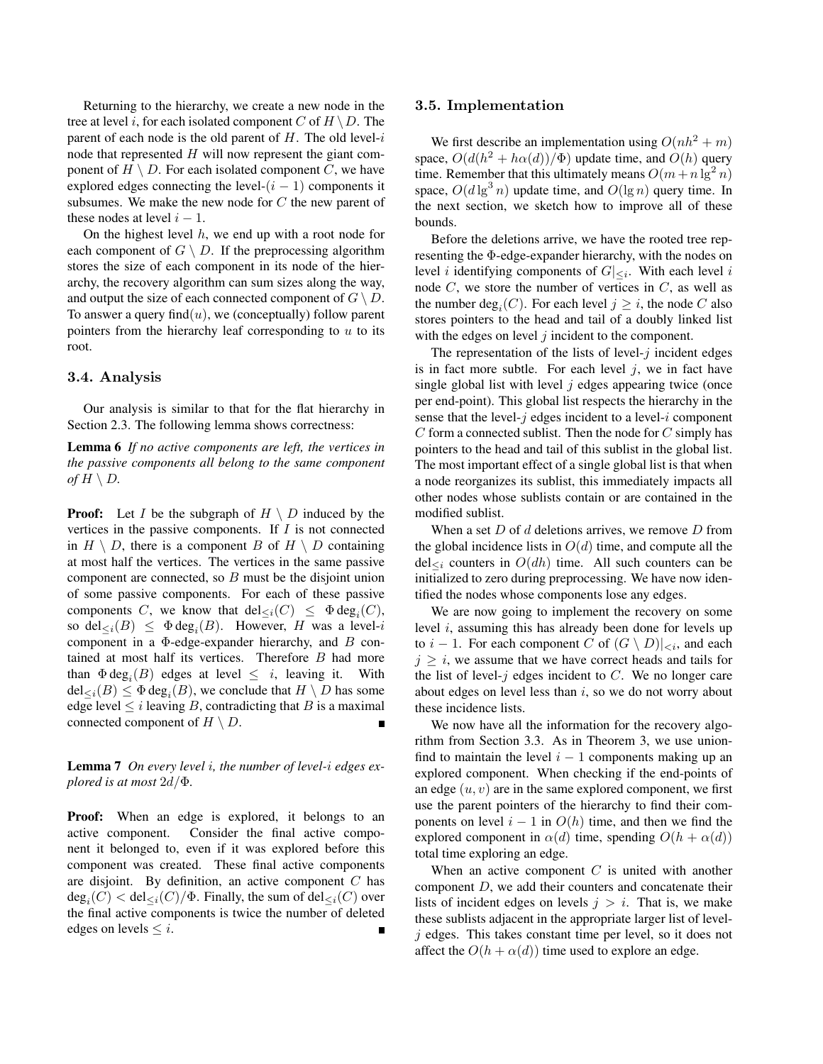Returning to the hierarchy, we create a new node in the tree at level $i$, for each isolated component $C$ of $H \setminus D$. The parent of each node is the old parent of $H$. The old level-$i$ node that represented $H$ will now represent the giant component of $H \setminus D$. For each isolated component $C$, we have explored edges connecting the level-$(i-1)$ components it subsumes. We make the new node for $C$ the new parent of these nodes at level $i-1$.

On the highest level $h$, we end up with a root node for each component of $G \setminus D$. If the preprocessing algorithm stores the size of each component in its node of the hierarchy, the recovery algorithm can sum sizes along the way, and output the size of each connected component of $G \setminus D$. To answer a query find$(u)$, we (conceptually) follow parent pointers from the hierarchy leaf corresponding to $u$ to its root.

### 3.4. Analysis

Our analysis is similar to that for the flat hierarchy in Section 2.3. The following lemma shows correctness:

**Lemma 6** *If no active components are left, the vertices in the passive components all belong to the same component of $H \setminus D$.*

**Proof:** Let $I$ be the subgraph of $H \setminus D$ induced by the vertices in the passive components. If $I$ is not connected in $H \setminus D$, there is a component $B$ of $H \setminus D$ containing at most half the vertices. The vertices in the same passive component are connected, so $B$ must be the disjoint union of some passive components. For each of these passive components $C$, we know that $\text{del}_{\le i}(C) \le \Phi \deg_i(C)$, so $\text{del}_{\le i}(B) \le \Phi \deg_i(B)$. However, $H$ was a level-$i$ component in a $\Phi$-edge-expander hierarchy, and $B$ contained at most half its vertices. Therefore $B$ had more than $\Phi \deg_i(B)$ edges at level $\le i$, leaving it. With $\text{del}_{\le i}(B) \le \Phi \deg_i(B)$, we conclude that $H \setminus D$ has some edge level $\le i$ leaving $B$, contradicting that $B$ is a maximal connected component of $H \setminus D$. ∎

**Lemma 7** *On every level $i$, the number of level-$i$ edges explored is at most $2d/\Phi$.*

**Proof:** When an edge is explored, it belongs to an active component. Consider the final active component it belonged to, even if it was explored before this component was created. These final active components are disjoint. By definition, an active component $C$ has $\deg_i(C) < \text{del}_{\le i}(C)/\Phi$. Finally, the sum of $\text{del}_{\le i}(C)$ over the final active components is twice the number of deleted edges on levels $\le i$. ∎

### 3.5. Implementation

We first describe an implementation using $O(nh^2 + m)$ space, $O(d(h^2 + h\alpha(d))/\Phi)$ update time, and $O(h)$ query time. Remember that this ultimately means $O(m + n \lg^2 n)$ space, $O(d \lg^3 n)$ update time, and $O(\lg n)$ query time. In the next section, we sketch how to improve all of these bounds.

Before the deletions arrive, we have the rooted tree representing the $\Phi$-edge-expander hierarchy, with the nodes on level $i$ identifying components of $G|_{\le i}$. With each level $i$ node $C$, we store the number of vertices in $C$, as well as the number $\deg_i(C)$. For each level $j \ge i$, the node $C$ also stores pointers to the head and tail of a doubly linked list with the edges on level $j$ incident to the component.

The representation of the lists of level-$j$ incident edges is in fact more subtle. For each level $j$, we in fact have single global list with level $j$ edges appearing twice (once per end-point). This global list respects the hierarchy in the sense that the level-$j$ edges incident to a level-$i$ component $C$ form a connected sublist. Then the node for $C$ simply has pointers to the head and tail of this sublist in the global list. The most important effect of a single global list is that when a node reorganizes its sublist, this immediately impacts all other nodes whose sublists contain or are contained in the modified sublist.

When a set $D$ of $d$ deletions arrives, we remove $D$ from the global incidence lists in $O(d)$ time, and compute all the $\text{del}_{\le i}$ counters in $O(dh)$ time. All such counters can be initialized to zero during preprocessing. We have now identified the nodes whose components lose any edges.

We are now going to implement the recovery on some level $i$, assuming this has already been done for levels up to $i-1$. For each component $C$ of $(G \setminus D)|_{<i}$, and each $j \ge i$, we assume that we have correct heads and tails for the list of level-$j$ edges incident to $C$. We no longer care about edges on level less than $i$, so we do not worry about these incidence lists.

We now have all the information for the recovery algorithm from Section 3.3. As in Theorem 3, we use union-find to maintain the level $i-1$ components making up an explored component. When checking if the end-points of an edge $(u, v)$ are in the same explored component, we first use the parent pointers of the hierarchy to find their components on level $i-1$ in $O(h)$ time, and then we find the explored component in $\alpha(d)$ time, spending $O(h + \alpha(d))$ total time exploring an edge.

When an active component $C$ is united with another component $D$, we add their counters and concatenate their lists of incident edges on levels $j > i$. That is, we make these sublists adjacent in the appropriate larger list of level-$j$ edges. This takes constant time per level, so it does not affect the $O(h + \alpha(d))$ time used to explore an edge.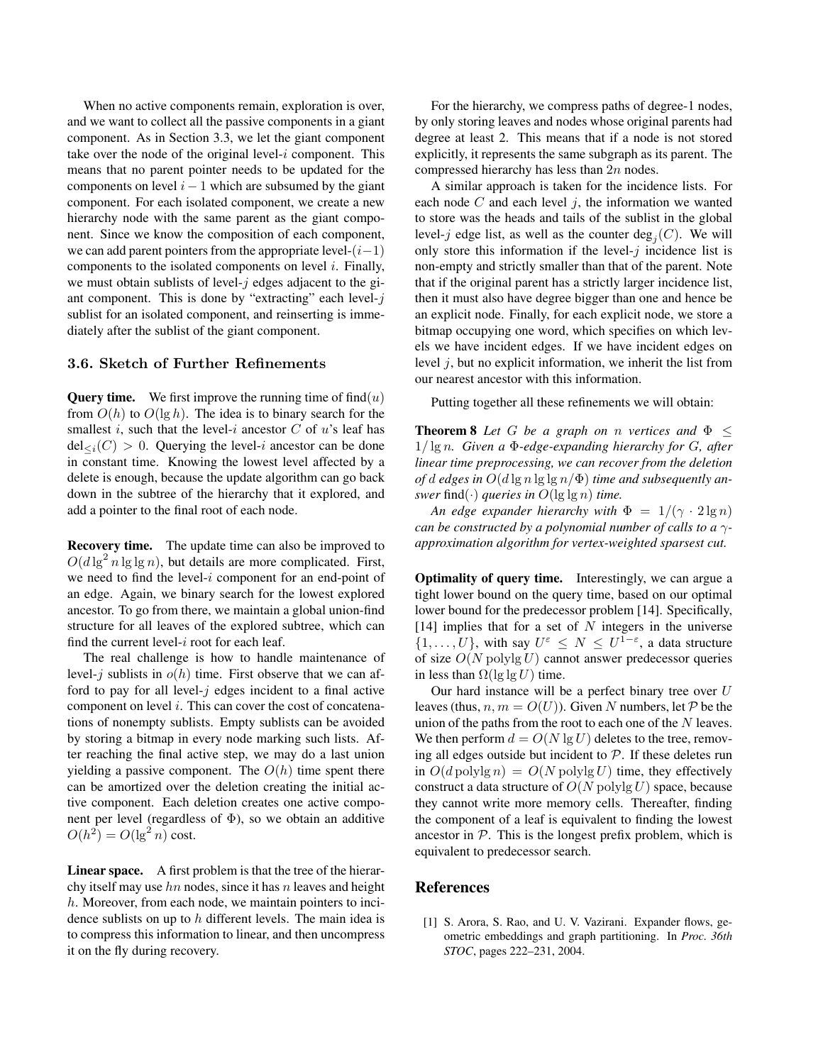When no active components remain, exploration is over, and we want to collect all the passive components in a giant component. As in Section 3.3, we let the giant component take over the node of the original level-$i$ component. This means that no parent pointer needs to be updated for the components on level $i-1$ which are subsumed by the giant component. For each isolated component, we create a new hierarchy node with the same parent as the giant component. Since we know the composition of each component, we can add parent pointers from the appropriate level-$(i-1)$ components to the isolated components on level $i$. Finally, we must obtain sublists of level-$j$ edges adjacent to the giant component. This is done by "extracting" each level-$j$ sublist for an isolated component, and reinserting is immediately after the sublist of the giant component.

### 3.6. Sketch of Further Refinements

**Query time.** We first improve the running time of $\text{find}(u)$ from $O(h)$ to $O(\lg h)$. The idea is to binary search for the smallest $i$, such that the level-$i$ ancestor $C$ of $u$'s leaf has $\text{del}_{\le i}(C) > 0$. Querying the level-$i$ ancestor can be done in constant time. Knowing the lowest level affected by a delete is enough, because the update algorithm can go back down in the subtree of the hierarchy that it explored, and add a pointer to the final root of each node.

**Recovery time.** The update time can also be improved to $O(d \lg^2 n \lg\lg n)$, but details are more complicated. First, we need to find the level-$i$ component for an end-point of an edge. Again, we binary search for the lowest explored ancestor. To go from there, we maintain a global union-find structure for all leaves of the explored subtree, which can find the current level-$i$ root for each leaf.

The real challenge is how to handle maintenance of level-$j$ sublists in $o(h)$ time. First observe that we can afford to pay for all level-$j$ edges incident to a final active component on level $i$. This can cover the cost of concatenations of nonempty sublists. Empty sublists can be avoided by storing a bitmap in every node marking such lists. After reaching the final active step, we may do a last union yielding a passive component. The $O(h)$ time spent there can be amortized over the deletion creating the initial active component. Each deletion creates one active component per level (regardless of $\Phi$), so we obtain an additive $O(h^2) = O(\lg^2 n)$ cost.

**Linear space.** A first problem is that the tree of the hierarchy itself may use $hn$ nodes, since it has $n$ leaves and height $h$. Moreover, from each node, we maintain pointers to incidence sublists on up to $h$ different levels. The main idea is to compress this information to linear, and then uncompress it on the fly during recovery.

For the hierarchy, we compress paths of degree-1 nodes, by only storing leaves and nodes whose original parents had degree at least 2. This means that if a node is not stored explicitly, it represents the same subgraph as its parent. The compressed hierarchy has less than $2n$ nodes.

A similar approach is taken for the incidence lists. For each node $C$ and each level $j$, the information we wanted to store was the heads and tails of the sublist in the global level-$j$ edge list, as well as the counter $\deg_j(C)$. We will only store this information if the level-$j$ incidence list is non-empty and strictly smaller than that of the parent. Note that if the original parent has a strictly larger incidence list, then it must also have degree bigger than one and hence be an explicit node. Finally, for each explicit node, we store a bitmap occupying one word, which specifies on which levels we have incident edges. If we have incident edges on level $j$, but no explicit information, we inherit the list from our nearest ancestor with this information.

Putting together all these refinements we will obtain:

**Theorem 8** *Let $G$ be a graph on $n$ vertices and $\Phi \le 1/\lg n$. Given a $\Phi$-edge-expanding hierarchy for $G$, after linear time preprocessing, we can recover from the deletion of $d$ edges in $O(d \lg n \lg\lg n/\Phi)$ time and subsequently answer* $\text{find}(\cdot)$ *queries in $O(\lg\lg n)$ time.*

*An edge expander hierarchy with $\Phi = 1/(\gamma \cdot 2\lg n)$ can be constructed by a polynomial number of calls to a $\gamma$-approximation algorithm for vertex-weighted sparsest cut.*

**Optimality of query time.** Interestingly, we can argue a tight lower bound on the query time, based on our optimal lower bound for the predecessor problem [14]. Specifically, [14] implies that for a set of $N$ integers in the universe $\{1, \dots, U\}$, with say $U^\varepsilon \le N \le U^{1-\varepsilon}$, a data structure of size $O(N \operatorname{polylg} U)$ cannot answer predecessor queries in less than $\Omega(\lg\lg U)$ time.

Our hard instance will be a perfect binary tree over $U$ leaves (thus, $n, m = O(U)$). Given $N$ numbers, let $\mathcal{P}$ be the union of the paths from the root to each one of the $N$ leaves. We then perform $d = O(N \lg U)$ deletes to the tree, removing all edges outside but incident to $\mathcal{P}$. If these deletes run in $O(d \operatorname{polylg} n) = O(N \operatorname{polylg} U)$ time, they effectively construct a data structure of $O(N \operatorname{polylg} U)$ space, because they cannot write more memory cells. Thereafter, finding the component of a leaf is equivalent to finding the lowest ancestor in $\mathcal{P}$. This is the longest prefix problem, which is equivalent to predecessor search.

## References

[1] S. Arora, S. Rao, and U. V. Vazirani. Expander flows, geometric embeddings and graph partitioning. In *Proc. 36th STOC*, pages 222–231, 2004.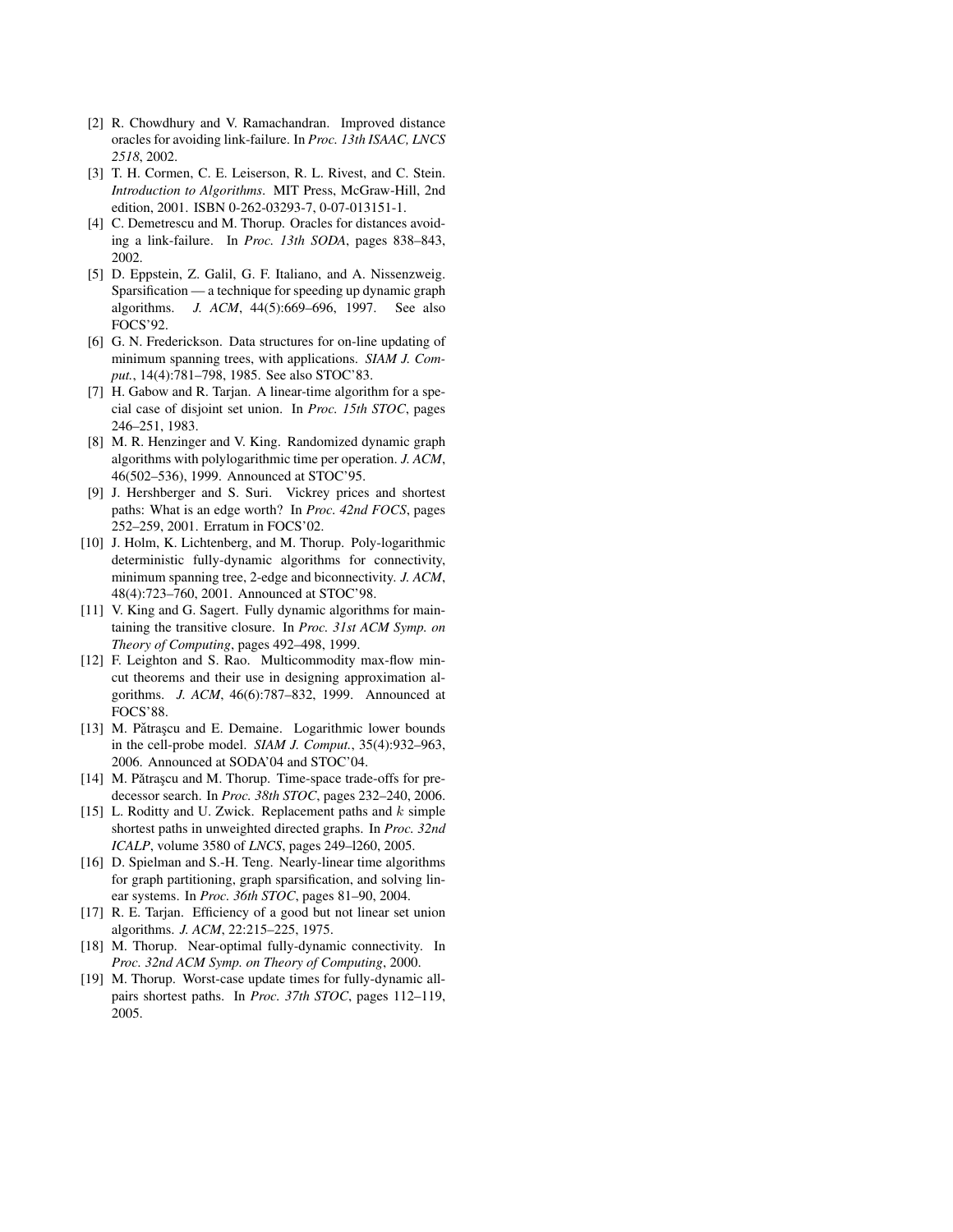[2] R. Chowdhury and V. Ramachandran. Improved distance oracles for avoiding link-failure. In *Proc. 13th ISAAC, LNCS 2518*, 2002.

[3] T. H. Cormen, C. E. Leiserson, R. L. Rivest, and C. Stein. *Introduction to Algorithms*. MIT Press, McGraw-Hill, 2nd edition, 2001. ISBN 0-262-03293-7, 0-07-013151-1.

[4] C. Demetrescu and M. Thorup. Oracles for distances avoiding a link-failure. In *Proc. 13th SODA*, pages 838–843, 2002.

[5] D. Eppstein, Z. Galil, G. F. Italiano, and A. Nissenzweig. Sparsification — a technique for speeding up dynamic graph algorithms. *J. ACM*, 44(5):669–696, 1997. See also FOCS'92.

[6] G. N. Frederickson. Data structures for on-line updating of minimum spanning trees, with applications. *SIAM J. Comput.*, 14(4):781–798, 1985. See also STOC'83.

[7] H. Gabow and R. Tarjan. A linear-time algorithm for a special case of disjoint set union. In *Proc. 15th STOC*, pages 246–251, 1983.

[8] M. R. Henzinger and V. King. Randomized dynamic graph algorithms with polylogarithmic time per operation. *J. ACM*, 46(502–536), 1999. Announced at STOC'95.

[9] J. Hershberger and S. Suri. Vickrey prices and shortest paths: What is an edge worth? In *Proc. 42nd FOCS*, pages 252–259, 2001. Erratum in FOCS'02.

[10] J. Holm, K. Lichtenberg, and M. Thorup. Poly-logarithmic deterministic fully-dynamic algorithms for connectivity, minimum spanning tree, 2-edge and biconnectivity. *J. ACM*, 48(4):723–760, 2001. Announced at STOC'98.

[11] V. King and G. Sagert. Fully dynamic algorithms for maintaining the transitive closure. In *Proc. 31st ACM Symp. on Theory of Computing*, pages 492–498, 1999.

[12] F. Leighton and S. Rao. Multicommodity max-flow min-cut theorems and their use in designing approximation algorithms. *J. ACM*, 46(6):787–832, 1999. Announced at FOCS'88.

[13] M. Pătraşcu and E. Demaine. Logarithmic lower bounds in the cell-probe model. *SIAM J. Comput.*, 35(4):932–963, 2006. Announced at SODA'04 and STOC'04.

[14] M. Pătraşcu and M. Thorup. Time-space trade-offs for predecessor search. In *Proc. 38th STOC*, pages 232–240, 2006.

[15] L. Roditty and U. Zwick. Replacement paths and $k$ simple shortest paths in unweighted directed graphs. In *Proc. 32nd ICALP*, volume 3580 of *LNCS*, pages 249–l260, 2005.

[16] D. Spielman and S.-H. Teng. Nearly-linear time algorithms for graph partitioning, graph sparsification, and solving linear systems. In *Proc. 36th STOC*, pages 81–90, 2004.

[17] R. E. Tarjan. Efficiency of a good but not linear set union algorithms. *J. ACM*, 22:215–225, 1975.

[18] M. Thorup. Near-optimal fully-dynamic connectivity. In *Proc. 32nd ACM Symp. on Theory of Computing*, 2000.

[19] M. Thorup. Worst-case update times for fully-dynamic all-pairs shortest paths. In *Proc. 37th STOC*, pages 112–119, 2005.